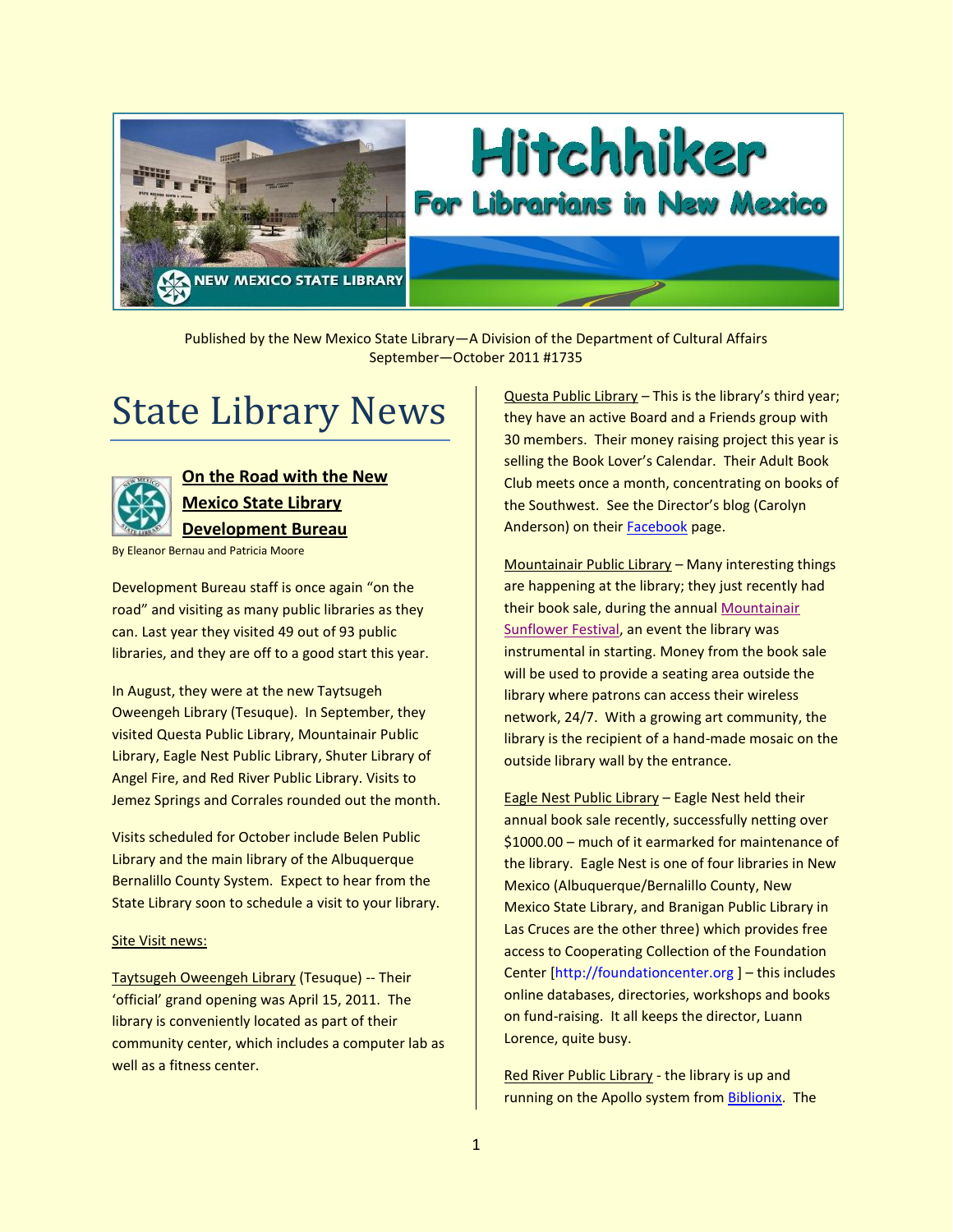# Hitchhiker

## For Librarians in New Mexico

NEW MEXICO STATE LIBRARY

Published by the New Mexico State Library—A Division of the Department of Cultural Affairs
September—October 2011 #1735

# State Library News

### On the Road with the New Mexico State Library Development Bureau

By Eleanor Bernau and Patricia Moore

Development Bureau staff is once again "on the road" and visiting as many public libraries as they can. Last year they visited 49 out of 93 public libraries, and they are off to a good start this year.

In August, they were at the new Taytsugeh Oweengeh Library (Tesuque). In September, they visited Questa Public Library, Mountainair Public Library, Eagle Nest Public Library, Shuter Library of Angel Fire, and Red River Public Library. Visits to Jemez Springs and Corrales rounded out the month.

Visits scheduled for October include Belen Public Library and the main library of the Albuquerque Bernalillo County System. Expect to hear from the State Library soon to schedule a visit to your library.

Site Visit news:

Taytsugeh Oweengeh Library (Tesuque) -- Their 'official' grand opening was April 15, 2011. The library is conveniently located as part of their community center, which includes a computer lab as well as a fitness center.

Questa Public Library – This is the library's third year; they have an active Board and a Friends group with 30 members. Their money raising project this year is selling the Book Lover's Calendar. Their Adult Book Club meets once a month, concentrating on books of the Southwest. See the Director's blog (Carolyn Anderson) on their Facebook page.

Mountainair Public Library – Many interesting things are happening at the library; they just recently had their book sale, during the annual Mountainair Sunflower Festival, an event the library was instrumental in starting. Money from the book sale will be used to provide a seating area outside the library where patrons can access their wireless network, 24/7. With a growing art community, the library is the recipient of a hand-made mosaic on the outside library wall by the entrance.

Eagle Nest Public Library – Eagle Nest held their annual book sale recently, successfully netting over $1000.00 – much of it earmarked for maintenance of the library. Eagle Nest is one of four libraries in New Mexico (Albuquerque/Bernalillo County, New Mexico State Library, and Branigan Public Library in Las Cruces are the other three) which provides free access to Cooperating Collection of the Foundation Center [http://foundationcenter.org ] – this includes online databases, directories, workshops and books on fund-raising. It all keeps the director, Luann Lorence, quite busy.

Red River Public Library - the library is up and running on the Apollo system from Biblionix. The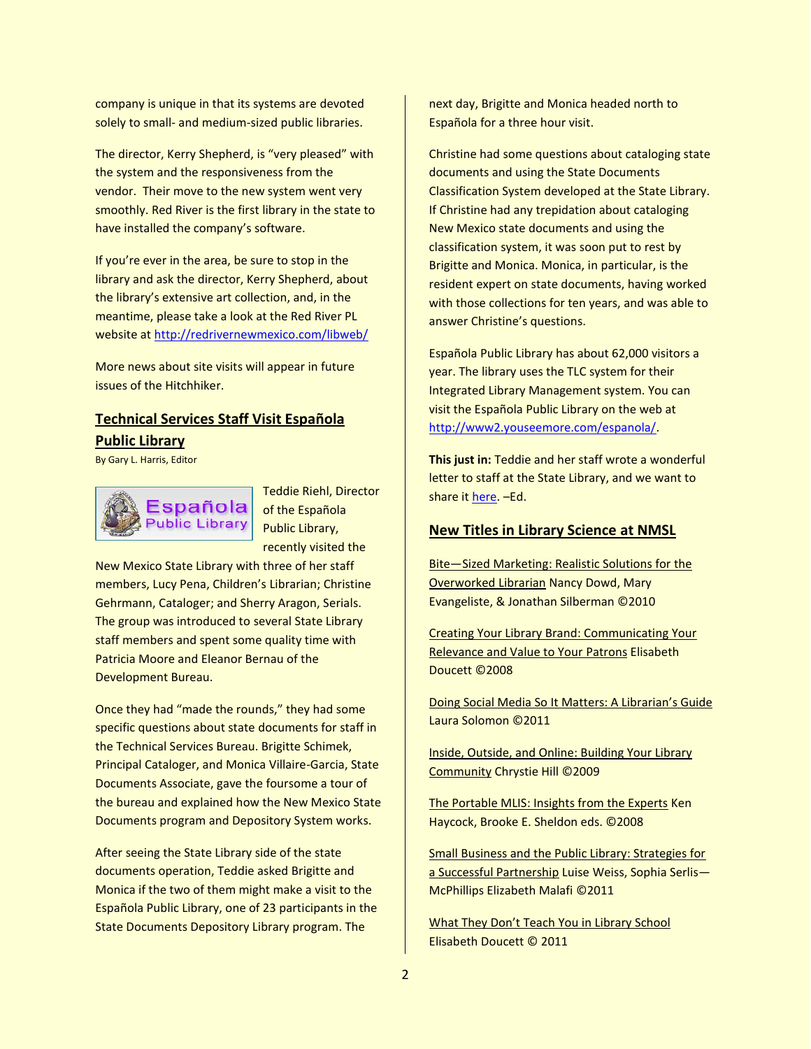company is unique in that its systems are devoted solely to small- and medium-sized public libraries.

The director, Kerry Shepherd, is "very pleased" with the system and the responsiveness from the vendor. Their move to the new system went very smoothly. Red River is the first library in the state to have installed the company's software.

If you're ever in the area, be sure to stop in the library and ask the director, Kerry Shepherd, about the library's extensive art collection, and, in the meantime, please take a look at the Red River PL website at http://redrivernewmexico.com/libweb/

More news about site visits will appear in future issues of the Hitchhiker.

## Technical Services Staff Visit Española Public Library

By Gary L. Harris, Editor

Teddie Riehl, Director of the Española Public Library, recently visited the New Mexico State Library with three of her staff members, Lucy Pena, Children's Librarian; Christine Gehrmann, Cataloger; and Sherry Aragon, Serials. The group was introduced to several State Library staff members and spent some quality time with Patricia Moore and Eleanor Bernau of the Development Bureau.

Once they had "made the rounds," they had some specific questions about state documents for staff in the Technical Services Bureau. Brigitte Schimek, Principal Cataloger, and Monica Villaire-Garcia, State Documents Associate, gave the foursome a tour of the bureau and explained how the New Mexico State Documents program and Depository System works.

After seeing the State Library side of the state documents operation, Teddie asked Brigitte and Monica if the two of them might make a visit to the Española Public Library, one of 23 participants in the State Documents Depository Library program. The next day, Brigitte and Monica headed north to Española for a three hour visit.

Christine had some questions about cataloging state documents and using the State Documents Classification System developed at the State Library. If Christine had any trepidation about cataloging New Mexico state documents and using the classification system, it was soon put to rest by Brigitte and Monica. Monica, in particular, is the resident expert on state documents, having worked with those collections for ten years, and was able to answer Christine's questions.

Española Public Library has about 62,000 visitors a year. The library uses the TLC system for their Integrated Library Management system. You can visit the Española Public Library on the web at http://www2.youseemore.com/espanola/.

**This just in:** Teddie and her staff wrote a wonderful letter to staff at the State Library, and we want to share it here. –Ed.

## New Titles in Library Science at NMSL

Bite—Sized Marketing: Realistic Solutions for the Overworked Librarian Nancy Dowd, Mary Evangeliste, & Jonathan Silberman ©2010

Creating Your Library Brand: Communicating Your Relevance and Value to Your Patrons Elisabeth Doucett ©2008

Doing Social Media So It Matters: A Librarian's Guide Laura Solomon ©2011

Inside, Outside, and Online: Building Your Library Community Chrystie Hill ©2009

The Portable MLIS: Insights from the Experts Ken Haycock, Brooke E. Sheldon eds. ©2008

Small Business and the Public Library: Strategies for a Successful Partnership Luise Weiss, Sophia Serlis—McPhillips Elizabeth Malafi ©2011

What They Don't Teach You in Library School Elisabeth Doucett © 2011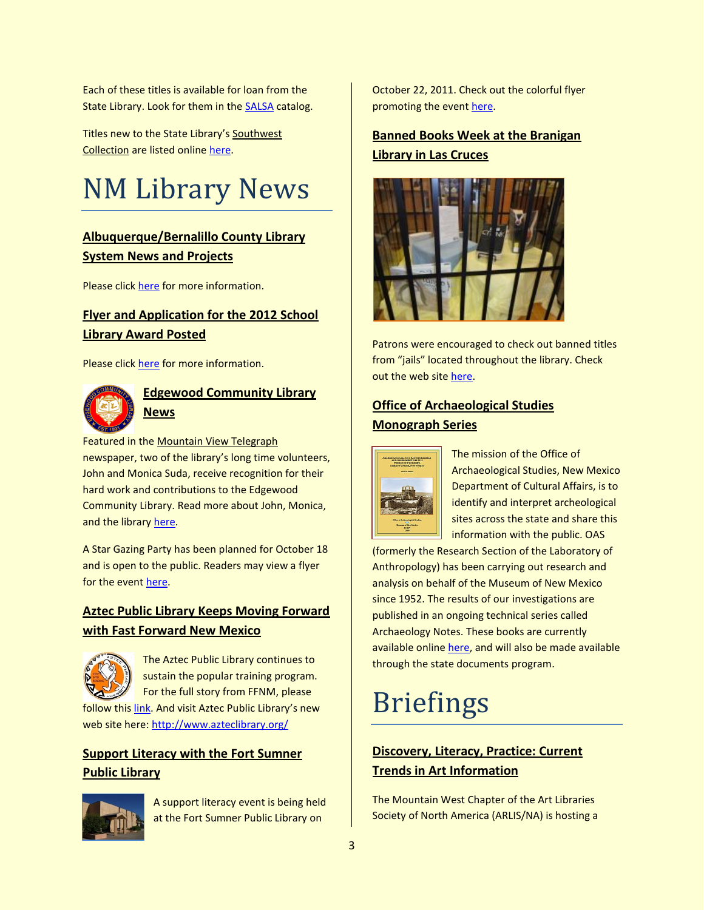Each of these titles is available for loan from the State Library. Look for them in the SALSA catalog.

Titles new to the State Library's Southwest Collection are listed online here.

# NM Library News

### Albuquerque/Bernalillo County Library System News and Projects

Please click here for more information.

### Flyer and Application for the 2012 School Library Award Posted

Please click here for more information.

### Edgewood Community Library News

Featured in the Mountain View Telegraph newspaper, two of the library's long time volunteers, John and Monica Suda, receive recognition for their hard work and contributions to the Edgewood Community Library. Read more about John, Monica, and the library here.

A Star Gazing Party has been planned for October 18 and is open to the public. Readers may view a flyer for the event here.

### Aztec Public Library Keeps Moving Forward with Fast Forward New Mexico

The Aztec Public Library continues to sustain the popular training program. For the full story from FFNM, please follow this link. And visit Aztec Public Library's new web site here: http://www.azteclibrary.org/

### Support Literacy with the Fort Sumner Public Library

A support literacy event is being held at the Fort Sumner Public Library on October 22, 2011. Check out the colorful flyer promoting the event here.

### Banned Books Week at the Branigan Library in Las Cruces

Patrons were encouraged to check out banned titles from "jails" located throughout the library. Check out the web site here.

### Office of Archaeological Studies Monograph Series

The mission of the Office of Archaeological Studies, New Mexico Department of Cultural Affairs, is to identify and interpret archeological sites across the state and share this information with the public. OAS (formerly the Research Section of the Laboratory of Anthropology) has been carrying out research and analysis on behalf of the Museum of New Mexico since 1952. The results of our investigations are published in an ongoing technical series called Archaeology Notes. These books are currently available online here, and will also be made available through the state documents program.

# Briefings

### Discovery, Literacy, Practice: Current Trends in Art Information

The Mountain West Chapter of the Art Libraries Society of North America (ARLIS/NA) is hosting a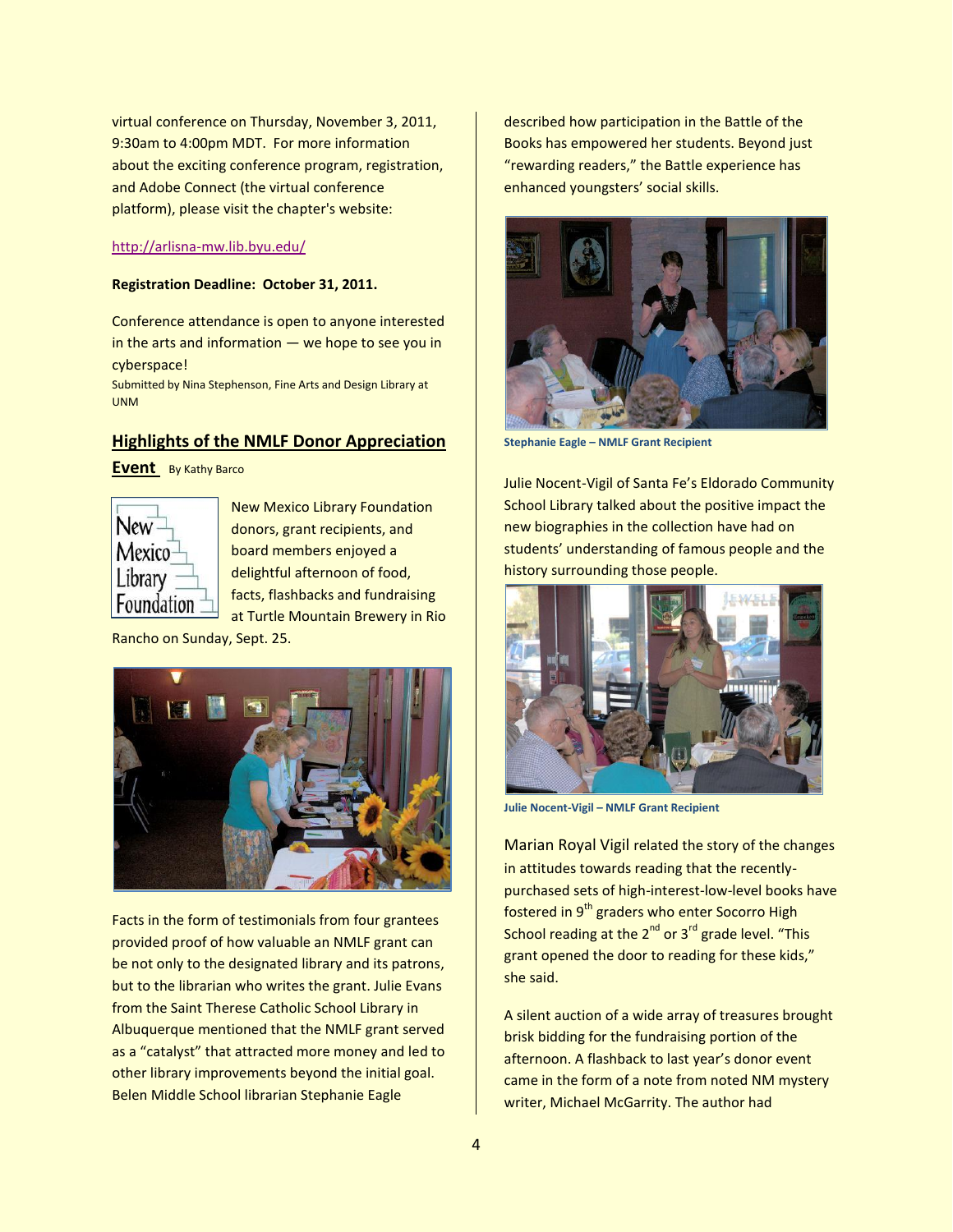virtual conference on Thursday, November 3, 2011, 9:30am to 4:00pm MDT. For more information about the exciting conference program, registration, and Adobe Connect (the virtual conference platform), please visit the chapter's website:

http://arlisna-mw.lib.byu.edu/

**Registration Deadline: October 31, 2011.**

Conference attendance is open to anyone interested in the arts and information — we hope to see you in cyberspace!

Submitted by Nina Stephenson, Fine Arts and Design Library at UNM

## Highlights of the NMLF Donor Appreciation Event

By Kathy Barco

New Mexico Library Foundation donors, grant recipients, and board members enjoyed a delightful afternoon of food, facts, flashbacks and fundraising at Turtle Mountain Brewery in Rio Rancho on Sunday, Sept. 25.

Facts in the form of testimonials from four grantees provided proof of how valuable an NMLF grant can be not only to the designated library and its patrons, but to the librarian who writes the grant. Julie Evans from the Saint Therese Catholic School Library in Albuquerque mentioned that the NMLF grant served as a "catalyst" that attracted more money and led to other library improvements beyond the initial goal. Belen Middle School librarian Stephanie Eagle described how participation in the Battle of the Books has empowered her students. Beyond just "rewarding readers," the Battle experience has enhanced youngsters' social skills.

**Stephanie Eagle – NMLF Grant Recipient**

Julie Nocent-Vigil of Santa Fe's Eldorado Community School Library talked about the positive impact the new biographies in the collection have had on students' understanding of famous people and the history surrounding those people.

**Julie Nocent-Vigil – NMLF Grant Recipient**

Marian Royal Vigil related the story of the changes in attitudes towards reading that the recently-purchased sets of high-interest-low-level books have fostered in 9th graders who enter Socorro High School reading at the 2nd or 3rd grade level. "This grant opened the door to reading for these kids," she said.

A silent auction of a wide array of treasures brought brisk bidding for the fundraising portion of the afternoon. A flashback to last year's donor event came in the form of a note from noted NM mystery writer, Michael McGarrity. The author had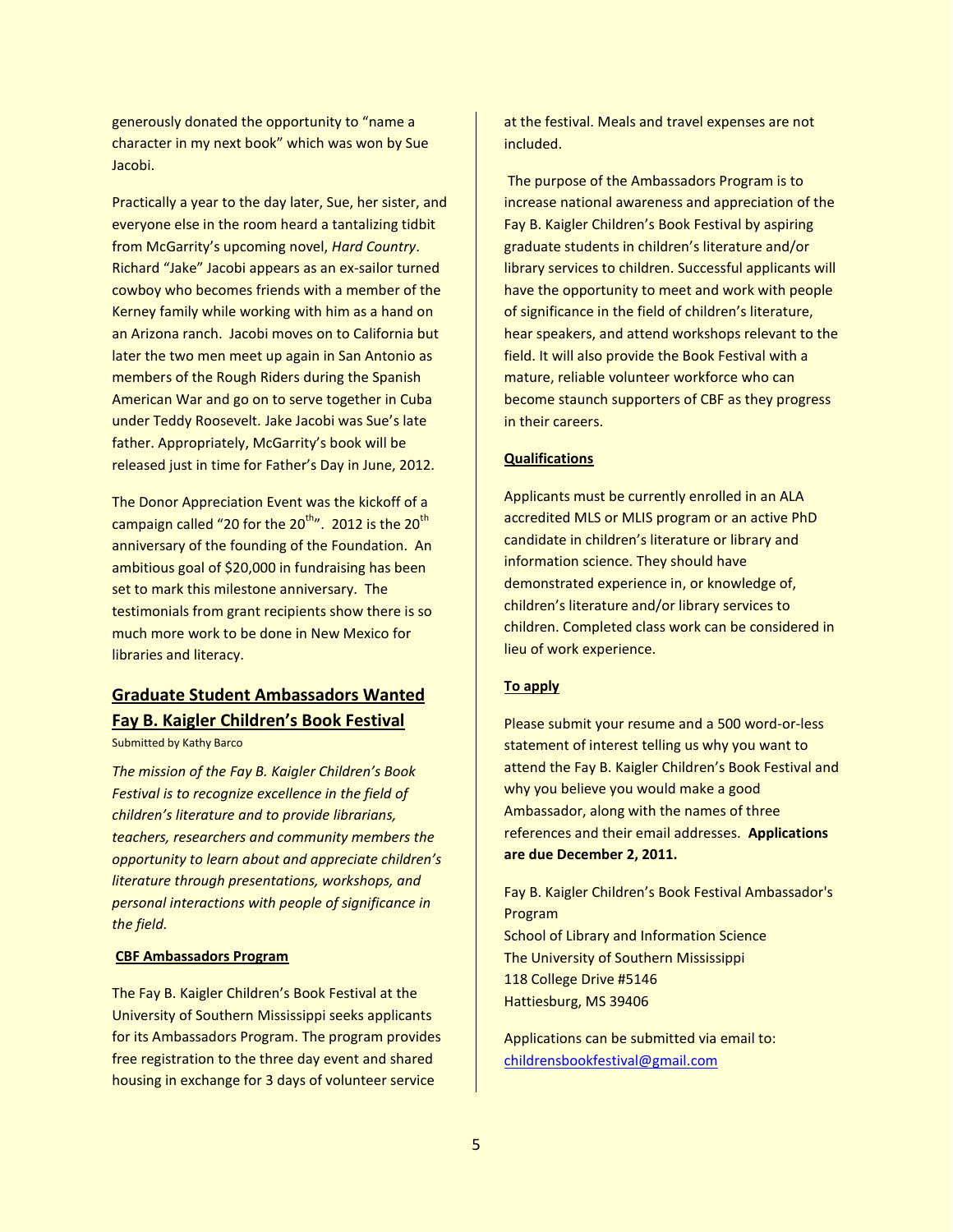generously donated the opportunity to "name a character in my next book" which was won by Sue Jacobi.

Practically a year to the day later, Sue, her sister, and everyone else in the room heard a tantalizing tidbit from McGarrity's upcoming novel, *Hard Country*. Richard "Jake" Jacobi appears as an ex-sailor turned cowboy who becomes friends with a member of the Kerney family while working with him as a hand on an Arizona ranch. Jacobi moves on to California but later the two men meet up again in San Antonio as members of the Rough Riders during the Spanish American War and go on to serve together in Cuba under Teddy Roosevelt. Jake Jacobi was Sue's late father. Appropriately, McGarrity's book will be released just in time for Father's Day in June, 2012.

The Donor Appreciation Event was the kickoff of a campaign called "20 for the 20th". 2012 is the 20th anniversary of the founding of the Foundation. An ambitious goal of $20,000 in fundraising has been set to mark this milestone anniversary. The testimonials from grant recipients show there is so much more work to be done in New Mexico for libraries and literacy.

## Graduate Student Ambassadors Wanted Fay B. Kaigler Children's Book Festival

Submitted by Kathy Barco

*The mission of the Fay B. Kaigler Children's Book Festival is to recognize excellence in the field of children's literature and to provide librarians, teachers, researchers and community members the opportunity to learn about and appreciate children's literature through presentations, workshops, and personal interactions with people of significance in the field.*

### CBF Ambassadors Program

The Fay B. Kaigler Children's Book Festival at the University of Southern Mississippi seeks applicants for its Ambassadors Program. The program provides free registration to the three day event and shared housing in exchange for 3 days of volunteer service at the festival. Meals and travel expenses are not included.

The purpose of the Ambassadors Program is to increase national awareness and appreciation of the Fay B. Kaigler Children's Book Festival by aspiring graduate students in children's literature and/or library services to children. Successful applicants will have the opportunity to meet and work with people of significance in the field of children's literature, hear speakers, and attend workshops relevant to the field. It will also provide the Book Festival with a mature, reliable volunteer workforce who can become staunch supporters of CBF as they progress in their careers.

### Qualifications

Applicants must be currently enrolled in an ALA accredited MLS or MLIS program or an active PhD candidate in children's literature or library and information science. They should have demonstrated experience in, or knowledge of, children's literature and/or library services to children. Completed class work can be considered in lieu of work experience.

### To apply

Please submit your resume and a 500 word-or-less statement of interest telling us why you want to attend the Fay B. Kaigler Children's Book Festival and why you believe you would make a good Ambassador, along with the names of three references and their email addresses. **Applications are due December 2, 2011.**

Fay B. Kaigler Children's Book Festival Ambassador's Program
School of Library and Information Science
The University of Southern Mississippi
118 College Drive #5146
Hattiesburg, MS 39406

Applications can be submitted via email to: childrensbookfestival@gmail.com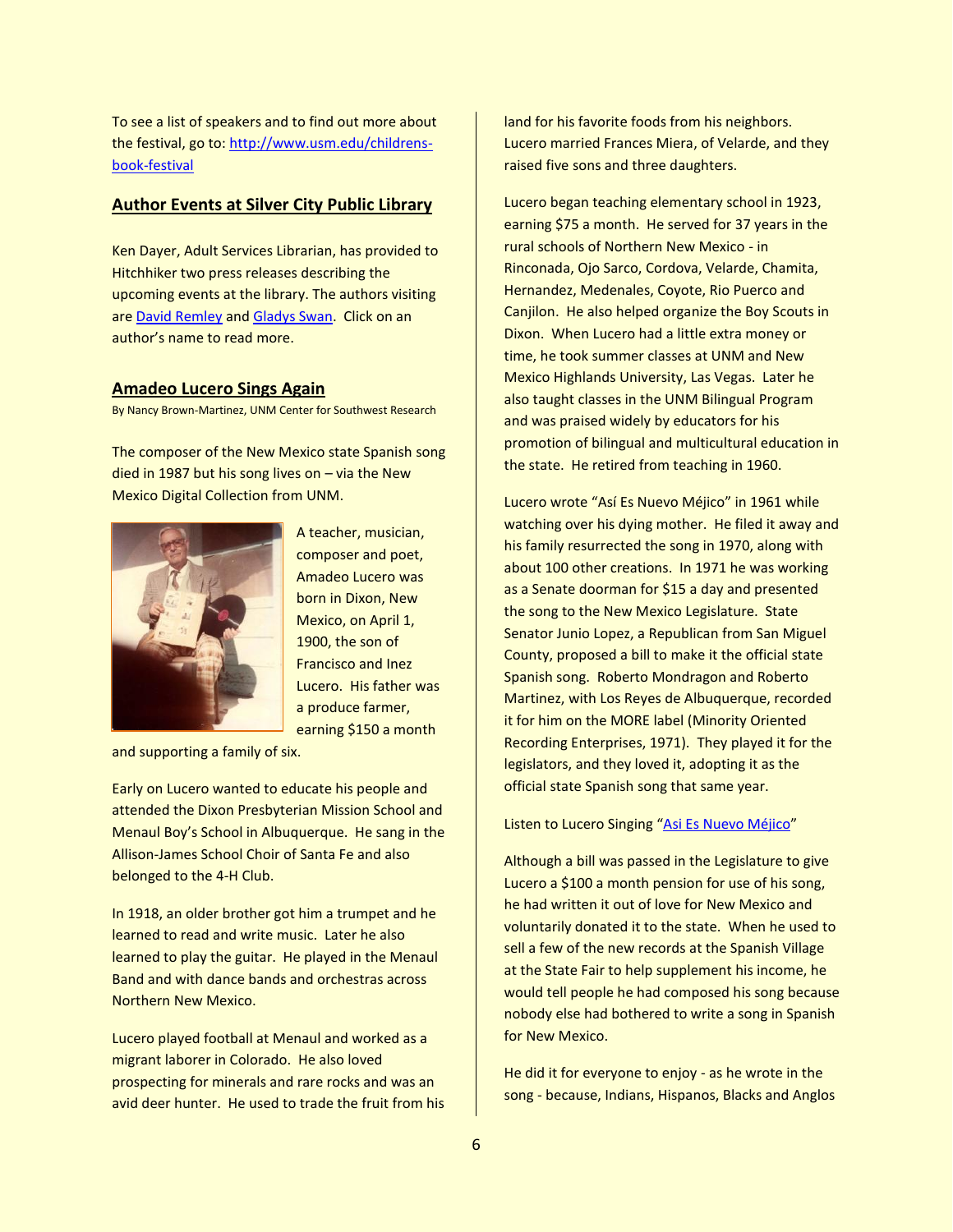To see a list of speakers and to find out more about the festival, go to: http://www.usm.edu/childrens-book-festival

## Author Events at Silver City Public Library

Ken Dayer, Adult Services Librarian, has provided to Hitchhiker two press releases describing the upcoming events at the library. The authors visiting are David Remley and Gladys Swan. Click on an author's name to read more.

## Amadeo Lucero Sings Again

By Nancy Brown-Martinez, UNM Center for Southwest Research

The composer of the New Mexico state Spanish song died in 1987 but his song lives on – via the New Mexico Digital Collection from UNM.

A teacher, musician, composer and poet, Amadeo Lucero was born in Dixon, New Mexico, on April 1, 1900, the son of Francisco and Inez Lucero. His father was a produce farmer, earning $150 a month and supporting a family of six.

Early on Lucero wanted to educate his people and attended the Dixon Presbyterian Mission School and Menaul Boy's School in Albuquerque. He sang in the Allison-James School Choir of Santa Fe and also belonged to the 4-H Club.

In 1918, an older brother got him a trumpet and he learned to read and write music. Later he also learned to play the guitar. He played in the Menaul Band and with dance bands and orchestras across Northern New Mexico.

Lucero played football at Menaul and worked as a migrant laborer in Colorado. He also loved prospecting for minerals and rare rocks and was an avid deer hunter. He used to trade the fruit from his land for his favorite foods from his neighbors. Lucero married Frances Miera, of Velarde, and they raised five sons and three daughters.

Lucero began teaching elementary school in 1923, earning $75 a month. He served for 37 years in the rural schools of Northern New Mexico - in Rinconada, Ojo Sarco, Cordova, Velarde, Chamita, Hernandez, Medenales, Coyote, Rio Puerco and Canjilon. He also helped organize the Boy Scouts in Dixon. When Lucero had a little extra money or time, he took summer classes at UNM and New Mexico Highlands University, Las Vegas. Later he also taught classes in the UNM Bilingual Program and was praised widely by educators for his promotion of bilingual and multicultural education in the state. He retired from teaching in 1960.

Lucero wrote "Así Es Nuevo Méjico" in 1961 while watching over his dying mother. He filed it away and his family resurrected the song in 1970, along with about 100 other creations. In 1971 he was working as a Senate doorman for $15 a day and presented the song to the New Mexico Legislature. State Senator Junio Lopez, a Republican from San Miguel County, proposed a bill to make it the official state Spanish song. Roberto Mondragon and Roberto Martinez, with Los Reyes de Albuquerque, recorded it for him on the MORE label (Minority Oriented Recording Enterprises, 1971). They played it for the legislators, and they loved it, adopting it as the official state Spanish song that same year.

Listen to Lucero Singing "Asi Es Nuevo Méjico"

Although a bill was passed in the Legislature to give Lucero a $100 a month pension for use of his song, he had written it out of love for New Mexico and voluntarily donated it to the state. When he used to sell a few of the new records at the Spanish Village at the State Fair to help supplement his income, he would tell people he had composed his song because nobody else had bothered to write a song in Spanish for New Mexico.

He did it for everyone to enjoy - as he wrote in the song - because, Indians, Hispanos, Blacks and Anglos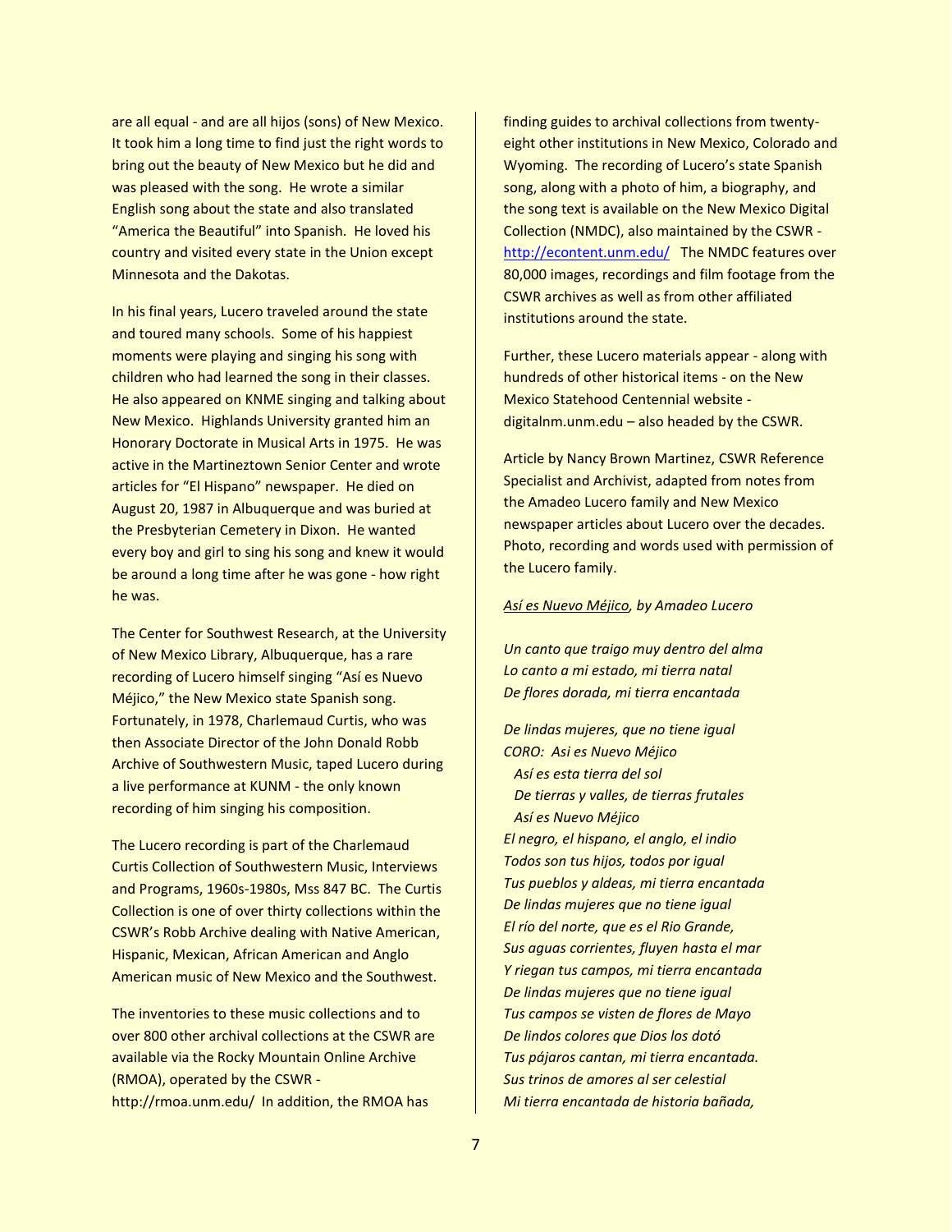are all equal - and are all hijos (sons) of New Mexico. It took him a long time to find just the right words to bring out the beauty of New Mexico but he did and was pleased with the song. He wrote a similar English song about the state and also translated "America the Beautiful" into Spanish. He loved his country and visited every state in the Union except Minnesota and the Dakotas.

In his final years, Lucero traveled around the state and toured many schools. Some of his happiest moments were playing and singing his song with children who had learned the song in their classes. He also appeared on KNME singing and talking about New Mexico. Highlands University granted him an Honorary Doctorate in Musical Arts in 1975. He was active in the Martineztown Senior Center and wrote articles for "El Hispano" newspaper. He died on August 20, 1987 in Albuquerque and was buried at the Presbyterian Cemetery in Dixon. He wanted every boy and girl to sing his song and knew it would be around a long time after he was gone - how right he was.

The Center for Southwest Research, at the University of New Mexico Library, Albuquerque, has a rare recording of Lucero himself singing "Así es Nuevo Méjico," the New Mexico state Spanish song. Fortunately, in 1978, Charlemaud Curtis, who was then Associate Director of the John Donald Robb Archive of Southwestern Music, taped Lucero during a live performance at KUNM - the only known recording of him singing his composition.

The Lucero recording is part of the Charlemaud Curtis Collection of Southwestern Music, Interviews and Programs, 1960s-1980s, Mss 847 BC. The Curtis Collection is one of over thirty collections within the CSWR's Robb Archive dealing with Native American, Hispanic, Mexican, African American and Anglo American music of New Mexico and the Southwest.

The inventories to these music collections and to over 800 other archival collections at the CSWR are available via the Rocky Mountain Online Archive (RMOA), operated by the CSWR - http://rmoa.unm.edu/ In addition, the RMOA has finding guides to archival collections from twenty-eight other institutions in New Mexico, Colorado and Wyoming. The recording of Lucero's state Spanish song, along with a photo of him, a biography, and the song text is available on the New Mexico Digital Collection (NMDC), also maintained by the CSWR - [http://econtent.unm.edu/](http://econtent.unm.edu/) The NMDC features over 80,000 images, recordings and film footage from the CSWR archives as well as from other affiliated institutions around the state.

Further, these Lucero materials appear - along with hundreds of other historical items - on the New Mexico Statehood Centennial website - digitalnm.unm.edu – also headed by the CSWR.

Article by Nancy Brown Martinez, CSWR Reference Specialist and Archivist, adapted from notes from the Amadeo Lucero family and New Mexico newspaper articles about Lucero over the decades. Photo, recording and words used with permission of the Lucero family.

*<u>Así es Nuevo Méjico</u>, by Amadeo Lucero*

*Un canto que traigo muy dentro del alma*
*Lo canto a mi estado, mi tierra natal*
*De flores dorada, mi tierra encantada*

*De lindas mujeres, que no tiene igual*
*CORO: Asi es Nuevo Méjico*
*Así es esta tierra del sol*
*De tierras y valles, de tierras frutales*
*Así es Nuevo Méjico*
*El negro, el hispano, el anglo, el indio*
*Todos son tus hijos, todos por igual*
*Tus pueblos y aldeas, mi tierra encantada*
*De lindas mujeres que no tiene igual*
*El río del norte, que es el Rio Grande,*
*Sus aguas corrientes, fluyen hasta el mar*
*Y riegan tus campos, mi tierra encantada*
*De lindas mujeres que no tiene igual*
*Tus campos se visten de flores de Mayo*
*De lindos colores que Dios los dotó*
*Tus pájaros cantan, mi tierra encantada.*
*Sus trinos de amores al ser celestial*
*Mi tierra encantada de historia bañada,*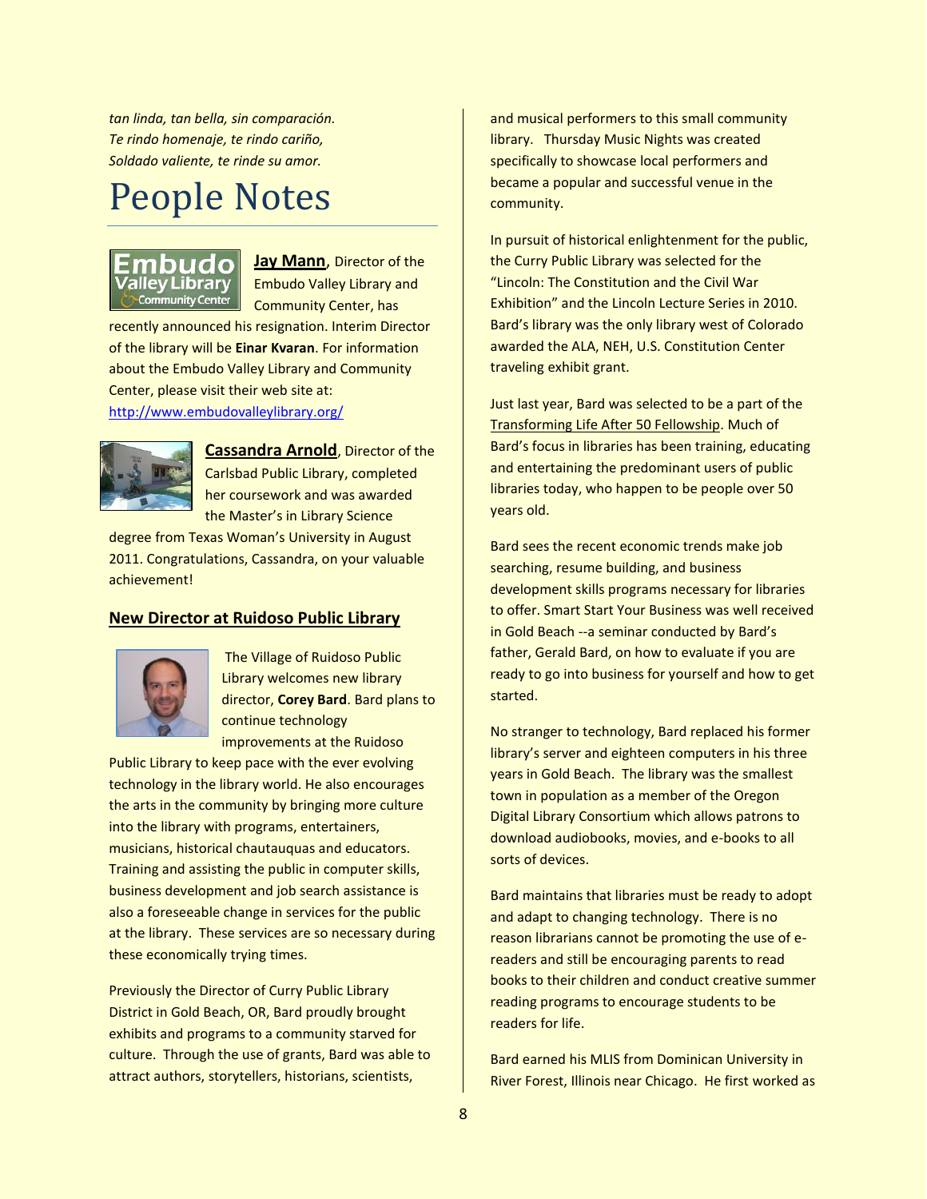*tan linda, tan bella, sin comparación.*
*Te rindo homenaje, te rindo cariño,*
*Soldado valiente, te rinde su amor.*

# People Notes

**Jay Mann**, Director of the Embudo Valley Library and Community Center, has recently announced his resignation. Interim Director of the library will be **Einar Kvaran**. For information about the Embudo Valley Library and Community Center, please visit their web site at: http://www.embudovalleylibrary.org/

**Cassandra Arnold**, Director of the Carlsbad Public Library, completed her coursework and was awarded the Master's in Library Science degree from Texas Woman's University in August 2011. Congratulations, Cassandra, on your valuable achievement!

## New Director at Ruidoso Public Library

The Village of Ruidoso Public Library welcomes new library director, **Corey Bard**. Bard plans to continue technology improvements at the Ruidoso Public Library to keep pace with the ever evolving technology in the library world. He also encourages the arts in the community by bringing more culture into the library with programs, entertainers, musicians, historical chautauquas and educators. Training and assisting the public in computer skills, business development and job search assistance is also a foreseeable change in services for the public at the library. These services are so necessary during these economically trying times.

Previously the Director of Curry Public Library District in Gold Beach, OR, Bard proudly brought exhibits and programs to a community starved for culture. Through the use of grants, Bard was able to attract authors, storytellers, historians, scientists, and musical performers to this small community library. Thursday Music Nights was created specifically to showcase local performers and became a popular and successful venue in the community.

In pursuit of historical enlightenment for the public, the Curry Public Library was selected for the "Lincoln: The Constitution and the Civil War Exhibition" and the Lincoln Lecture Series in 2010. Bard's library was the only library west of Colorado awarded the ALA, NEH, U.S. Constitution Center traveling exhibit grant.

Just last year, Bard was selected to be a part of the Transforming Life After 50 Fellowship. Much of Bard's focus in libraries has been training, educating and entertaining the predominant users of public libraries today, who happen to be people over 50 years old.

Bard sees the recent economic trends make job searching, resume building, and business development skills programs necessary for libraries to offer. Smart Start Your Business was well received in Gold Beach --a seminar conducted by Bard's father, Gerald Bard, on how to evaluate if you are ready to go into business for yourself and how to get started.

No stranger to technology, Bard replaced his former library's server and eighteen computers in his three years in Gold Beach. The library was the smallest town in population as a member of the Oregon Digital Library Consortium which allows patrons to download audiobooks, movies, and e-books to all sorts of devices.

Bard maintains that libraries must be ready to adopt and adapt to changing technology. There is no reason librarians cannot be promoting the use of e-readers and still be encouraging parents to read books to their children and conduct creative summer reading programs to encourage students to be readers for life.

Bard earned his MLIS from Dominican University in River Forest, Illinois near Chicago. He first worked as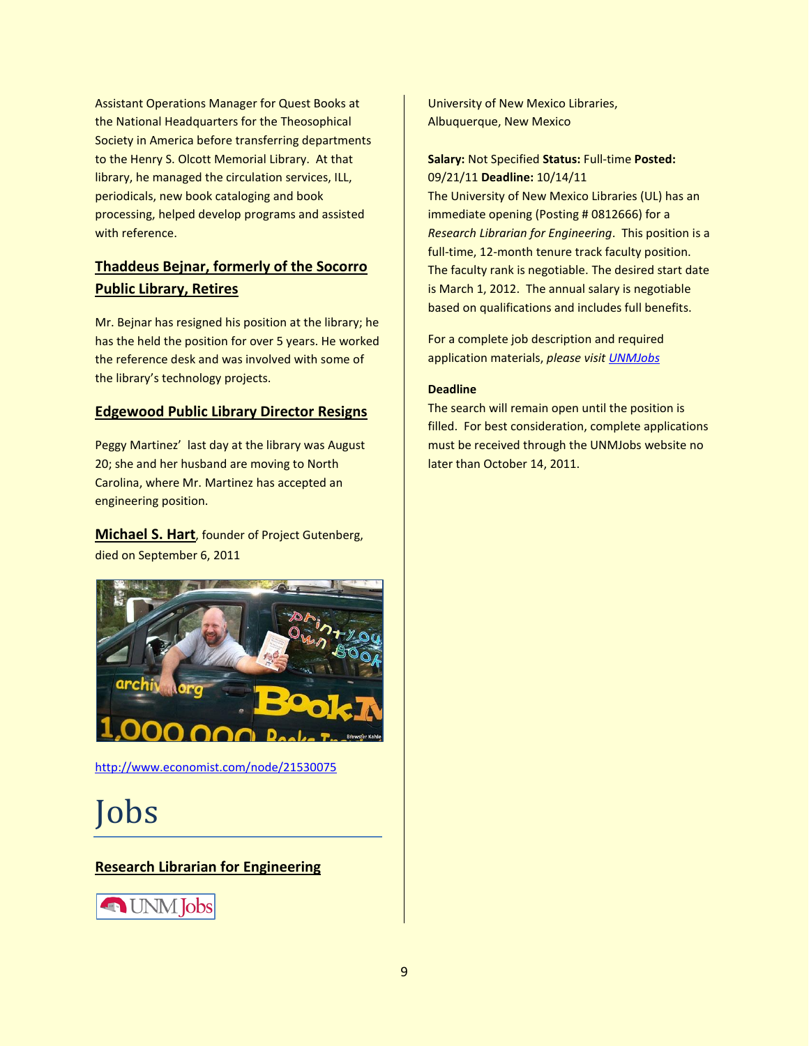Assistant Operations Manager for Quest Books at the National Headquarters for the Theosophical Society in America before transferring departments to the Henry S. Olcott Memorial Library. At that library, he managed the circulation services, ILL, periodicals, new book cataloging and book processing, helped develop programs and assisted with reference.

## Thaddeus Bejnar, formerly of the Socorro Public Library, Retires

Mr. Bejnar has resigned his position at the library; he has the held the position for over 5 years. He worked the reference desk and was involved with some of the library's technology projects.

## Edgewood Public Library Director Resigns

Peggy Martinez' last day at the library was August 20; she and her husband are moving to North Carolina, where Mr. Martinez has accepted an engineering position.

**Michael S. Hart**, founder of Project Gutenberg, died on September 6, 2011

http://www.economist.com/node/21530075

# Jobs

## Research Librarian for Engineering

UNM Jobs

University of New Mexico Libraries,
Albuquerque, New Mexico

**Salary:** Not Specified **Status:** Full-time **Posted:** 09/21/11 **Deadline:** 10/14/11

The University of New Mexico Libraries (UL) has an immediate opening (Posting # 0812666) for a *Research Librarian for Engineering*. This position is a full-time, 12-month tenure track faculty position. The faculty rank is negotiable. The desired start date is March 1, 2012. The annual salary is negotiable based on qualifications and includes full benefits.

For a complete job description and required application materials, *please visit UNMJobs*

**Deadline**

The search will remain open until the position is filled. For best consideration, complete applications must be received through the UNMJobs website no later than October 14, 2011.